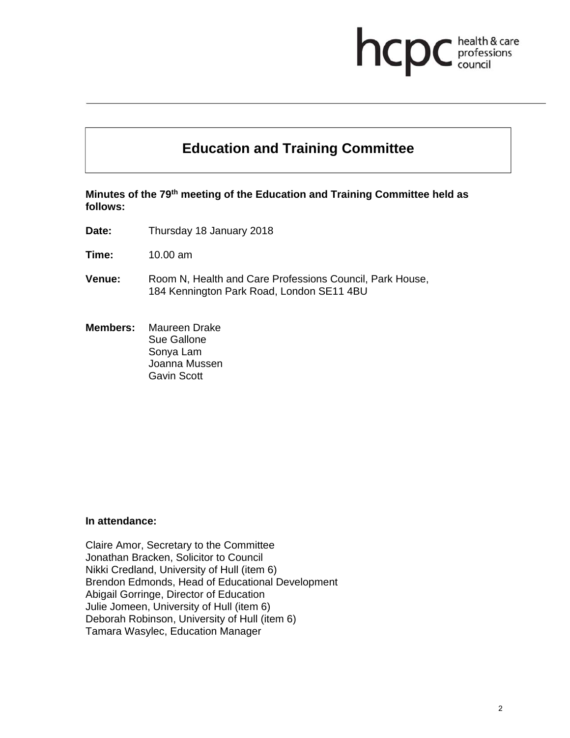# Education and Training Committee

**Minutes of the 79th meeting of the Education and Training Committee held as follows:**

**Date:** Thursday 18 January 2018

**Time:** 10.00 am

**Venue:** Room N, Health and Care Professions Council, Park House, 184 Kennington Park Road, London SE11 4BU

**Members:** Maureen Drake
Sue Gallone
Sonya Lam
Joanna Mussen
Gavin Scott

**In attendance:**

Claire Amor, Secretary to the Committee
Jonathan Bracken, Solicitor to Council
Nikki Credland, University of Hull (item 6)
Brendon Edmonds, Head of Educational Development
Abigail Gorringe, Director of Education
Julie Jomeen, University of Hull (item 6)
Deborah Robinson, University of Hull (item 6)
Tamara Wasylec, Education Manager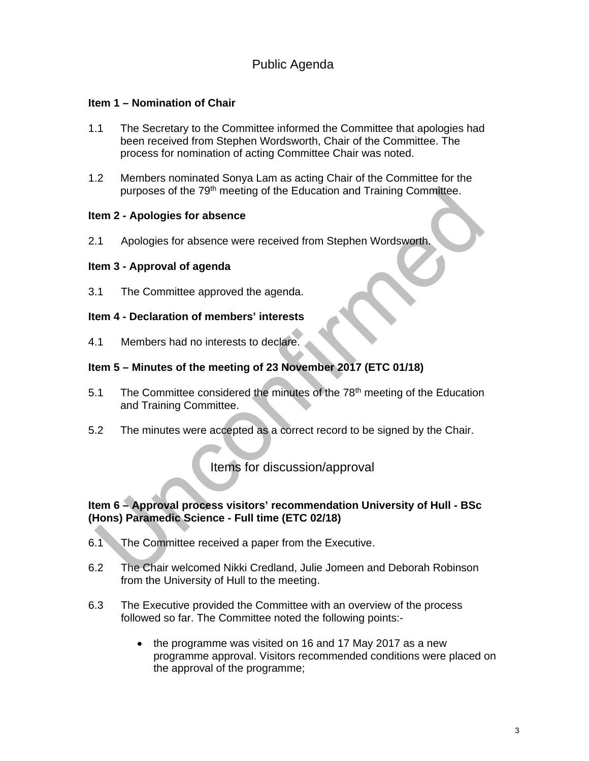## Public Agenda

### Item 1 – Nomination of Chair

1.1 The Secretary to the Committee informed the Committee that apologies had been received from Stephen Wordsworth, Chair of the Committee. The process for nomination of acting Committee Chair was noted.

1.2 Members nominated Sonya Lam as acting Chair of the Committee for the purposes of the 79th meeting of the Education and Training Committee.

### Item 2 - Apologies for absence

2.1 Apologies for absence were received from Stephen Wordsworth.

### Item 3 - Approval of agenda

3.1 The Committee approved the agenda.

### Item 4 - Declaration of members' interests

4.1 Members had no interests to declare.

### Item 5 – Minutes of the meeting of 23 November 2017 (ETC 01/18)

5.1 The Committee considered the minutes of the 78th meeting of the Education and Training Committee.

5.2 The minutes were accepted as a correct record to be signed by the Chair.

## Items for discussion/approval

### Item 6 – Approval process visitors' recommendation University of Hull - BSc (Hons) Paramedic Science - Full time (ETC 02/18)

6.1 The Committee received a paper from the Executive.

6.2 The Chair welcomed Nikki Credland, Julie Jomeen and Deborah Robinson from the University of Hull to the meeting.

6.3 The Executive provided the Committee with an overview of the process followed so far. The Committee noted the following points:-

- the programme was visited on 16 and 17 May 2017 as a new programme approval. Visitors recommended conditions were placed on the approval of the programme;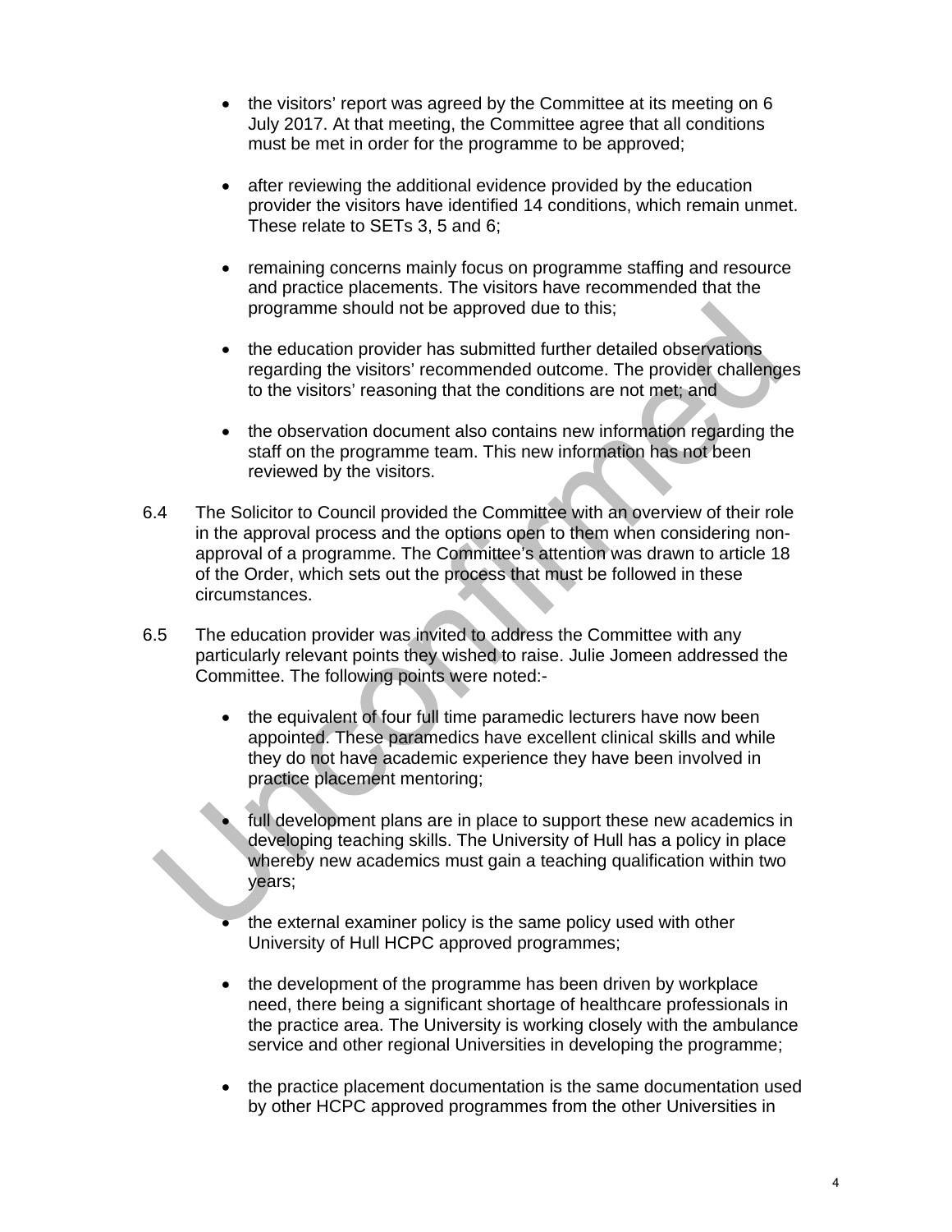- the visitors' report was agreed by the Committee at its meeting on 6 July 2017. At that meeting, the Committee agree that all conditions must be met in order for the programme to be approved;

- after reviewing the additional evidence provided by the education provider the visitors have identified 14 conditions, which remain unmet. These relate to SETs 3, 5 and 6;

- remaining concerns mainly focus on programme staffing and resource and practice placements. The visitors have recommended that the programme should not be approved due to this;

- the education provider has submitted further detailed observations regarding the visitors' recommended outcome. The provider challenges to the visitors' reasoning that the conditions are not met; and

- the observation document also contains new information regarding the staff on the programme team. This new information has not been reviewed by the visitors.

6.4 The Solicitor to Council provided the Committee with an overview of their role in the approval process and the options open to them when considering non-approval of a programme. The Committee's attention was drawn to article 18 of the Order, which sets out the process that must be followed in these circumstances.

6.5 The education provider was invited to address the Committee with any particularly relevant points they wished to raise. Julie Jomeen addressed the Committee. The following points were noted:-

- the equivalent of four full time paramedic lecturers have now been appointed. These paramedics have excellent clinical skills and while they do not have academic experience they have been involved in practice placement mentoring;

- full development plans are in place to support these new academics in developing teaching skills. The University of Hull has a policy in place whereby new academics must gain a teaching qualification within two years;

- the external examiner policy is the same policy used with other University of Hull HCPC approved programmes;

- the development of the programme has been driven by workplace need, there being a significant shortage of healthcare professionals in the practice area. The University is working closely with the ambulance service and other regional Universities in developing the programme;

- the practice placement documentation is the same documentation used by other HCPC approved programmes from the other Universities in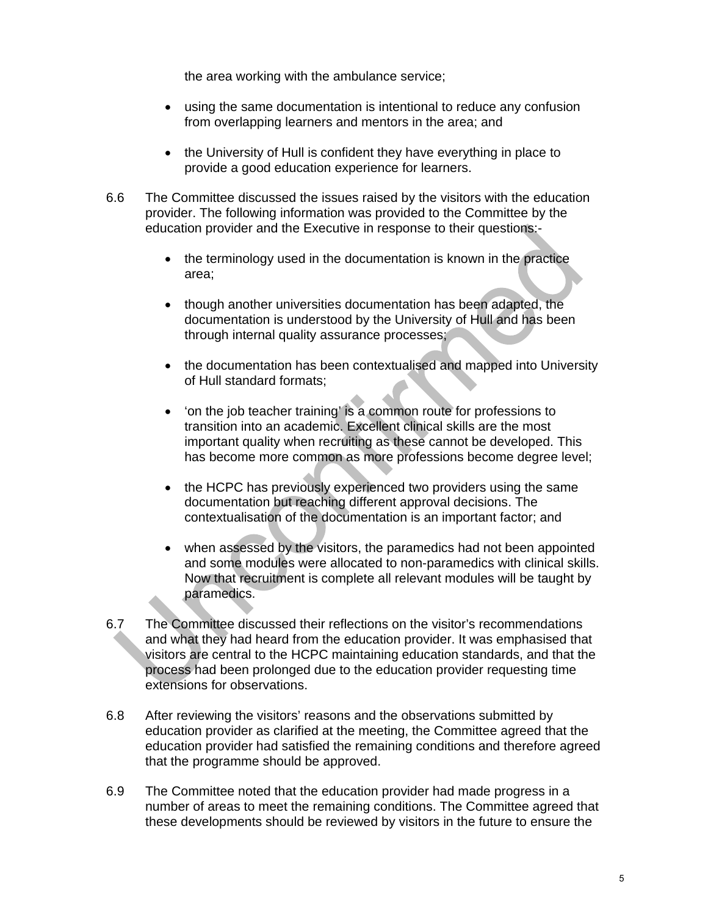the area working with the ambulance service;

- using the same documentation is intentional to reduce any confusion from overlapping learners and mentors in the area; and
- the University of Hull is confident they have everything in place to provide a good education experience for learners.

6.6 The Committee discussed the issues raised by the visitors with the education provider. The following information was provided to the Committee by the education provider and the Executive in response to their questions:-

- the terminology used in the documentation is known in the practice area;
- though another universities documentation has been adapted, the documentation is understood by the University of Hull and has been through internal quality assurance processes;
- the documentation has been contextualised and mapped into University of Hull standard formats;
- 'on the job teacher training' is a common route for professions to transition into an academic. Excellent clinical skills are the most important quality when recruiting as these cannot be developed. This has become more common as more professions become degree level;
- the HCPC has previously experienced two providers using the same documentation but reaching different approval decisions. The contextualisation of the documentation is an important factor; and
- when assessed by the visitors, the paramedics had not been appointed and some modules were allocated to non-paramedics with clinical skills. Now that recruitment is complete all relevant modules will be taught by paramedics.

6.7 The Committee discussed their reflections on the visitor's recommendations and what they had heard from the education provider. It was emphasised that visitors are central to the HCPC maintaining education standards, and that the process had been prolonged due to the education provider requesting time extensions for observations.

6.8 After reviewing the visitors' reasons and the observations submitted by education provider as clarified at the meeting, the Committee agreed that the education provider had satisfied the remaining conditions and therefore agreed that the programme should be approved.

6.9 The Committee noted that the education provider had made progress in a number of areas to meet the remaining conditions. The Committee agreed that these developments should be reviewed by visitors in the future to ensure the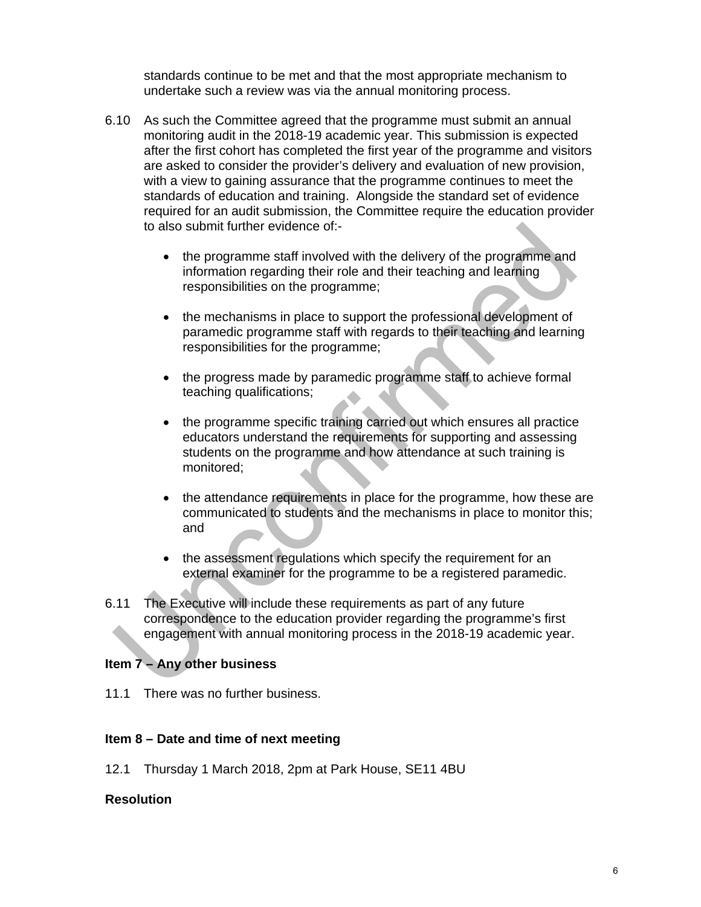standards continue to be met and that the most appropriate mechanism to undertake such a review was via the annual monitoring process.

6.10 As such the Committee agreed that the programme must submit an annual monitoring audit in the 2018-19 academic year. This submission is expected after the first cohort has completed the first year of the programme and visitors are asked to consider the provider's delivery and evaluation of new provision, with a view to gaining assurance that the programme continues to meet the standards of education and training. Alongside the standard set of evidence required for an audit submission, the Committee require the education provider to also submit further evidence of:-

- the programme staff involved with the delivery of the programme and information regarding their role and their teaching and learning responsibilities on the programme;
- the mechanisms in place to support the professional development of paramedic programme staff with regards to their teaching and learning responsibilities for the programme;
- the progress made by paramedic programme staff to achieve formal teaching qualifications;
- the programme specific training carried out which ensures all practice educators understand the requirements for supporting and assessing students on the programme and how attendance at such training is monitored;
- the attendance requirements in place for the programme, how these are communicated to students and the mechanisms in place to monitor this; and
- the assessment regulations which specify the requirement for an external examiner for the programme to be a registered paramedic.

6.11 The Executive will include these requirements as part of any future correspondence to the education provider regarding the programme's first engagement with annual monitoring process in the 2018-19 academic year.

**Item 7 – Any other business**

11.1 There was no further business.

**Item 8 – Date and time of next meeting**

12.1 Thursday 1 March 2018, 2pm at Park House, SE11 4BU

**Resolution**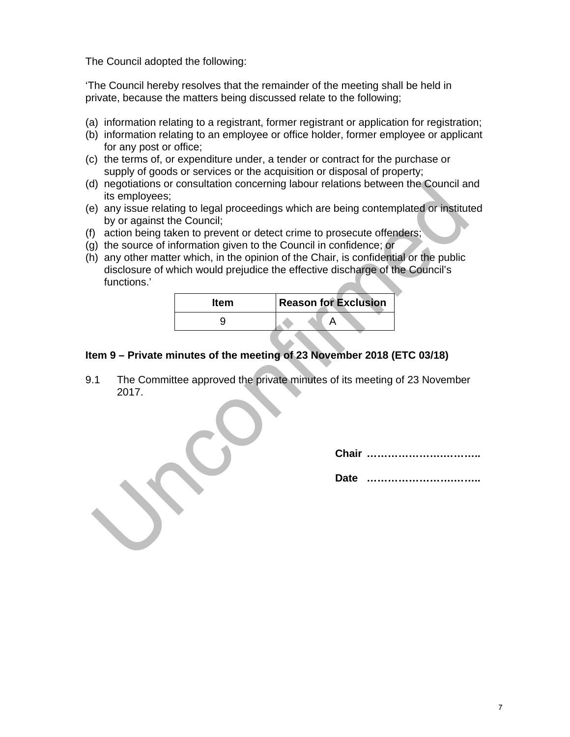The Council adopted the following:

'The Council hereby resolves that the remainder of the meeting shall be held in private, because the matters being discussed relate to the following;

(a) information relating to a registrant, former registrant or application for registration;
(b) information relating to an employee or office holder, former employee or applicant for any post or office;
(c) the terms of, or expenditure under, a tender or contract for the purchase or supply of goods or services or the acquisition or disposal of property;
(d) negotiations or consultation concerning labour relations between the Council and its employees;
(e) any issue relating to legal proceedings which are being contemplated or instituted by or against the Council;
(f) action being taken to prevent or detect crime to prosecute offenders;
(g) the source of information given to the Council in confidence; or
(h) any other matter which, in the opinion of the Chair, is confidential or the public disclosure of which would prejudice the effective discharge of the Council's functions.'

| Item | Reason for Exclusion |
|---|---|
| 9 | A |

**Item 9 – Private minutes of the meeting of 23 November 2018 (ETC 03/18)**

9.1 The Committee approved the private minutes of its meeting of 23 November 2017.

**Chair** …………………….……..

**Date** …………………….……..

Unconfirmed